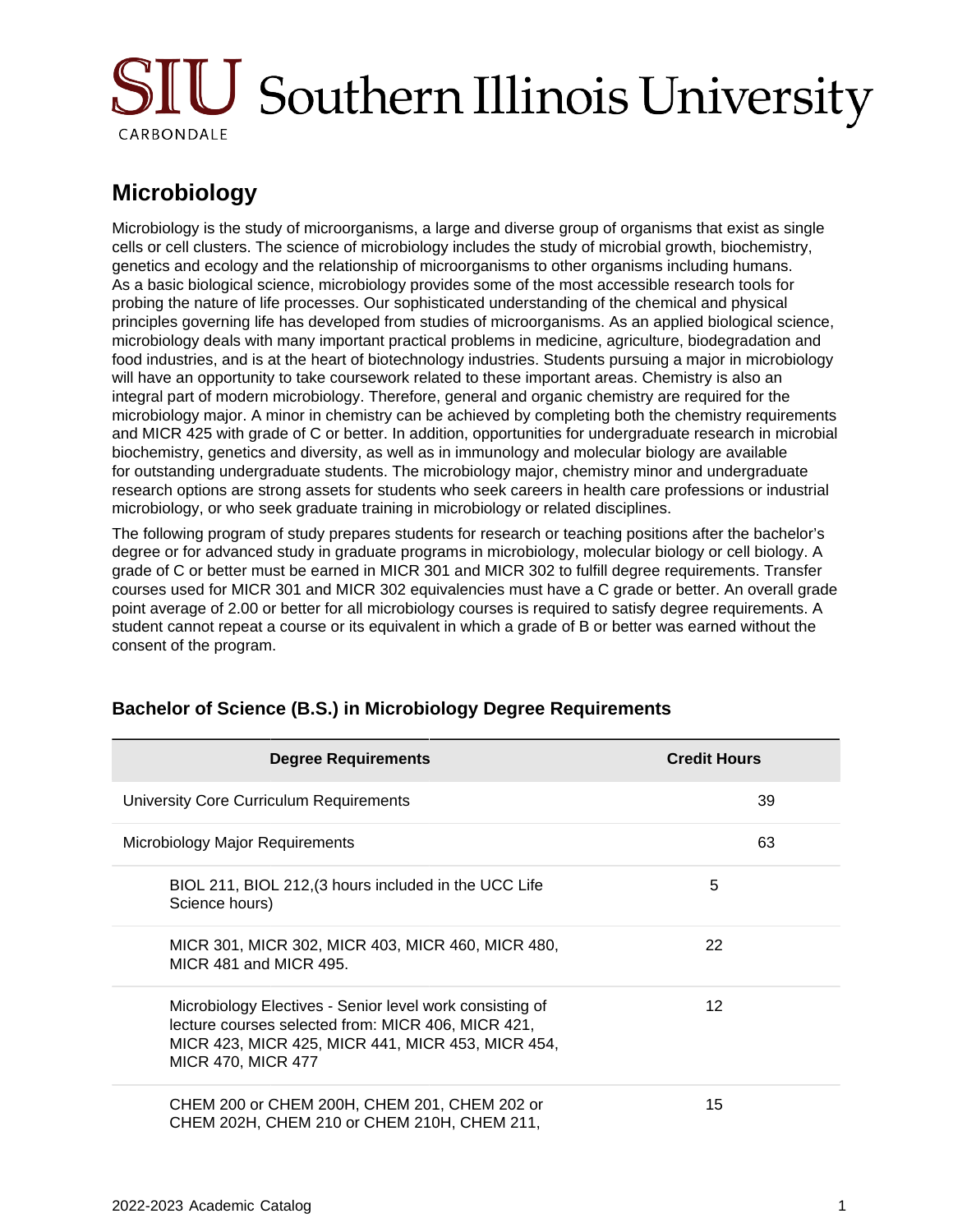# Microbiology

Microbiology is the study of microorganisms, a large and diverse group of organisms that exist as single cells or cell clusters. The science of microbiology includes the study of microbial growth, biochemistry, genetics and ecology and the relationship of microorganisms to other organisms including humans. As a basic biological science, microbiology provides some of the most accessible research tools for probing the nature of life processes. Our sophisticated understanding of the chemical and physical principles governing life has developed from studies of microorganisms. As an applied biological science, microbiology deals with many important practical problems in medicine, agriculture, biodegradation and food industries, and is at the heart of biotechnology industries. Students pursuing a major in microbiology will have an opportunity to take coursework related to these important areas. Chemistry is also an integral part of modern microbiology. Therefore, general and organic chemistry are required for the microbiology major. A minor in chemistry can be achieved by completing both the chemistry requirements and MICR 425 with grade of C or better. In addition, opportunities for undergraduate research in microbial biochemistry, genetics and diversity, as well as in immunology and molecular biology are available for outstanding undergraduate students. The microbiology major, chemistry minor and undergraduate research options are strong assets for students who seek careers in health care professions or industrial microbiology, or who seek graduate training in microbiology or related disciplines.

The following program of study prepares students for research or teaching positions after the bachelor's degree or for advanced study in graduate programs in microbiology, molecular biology or cell biology. A grade of C or better must be earned in MICR 301 and MICR 302 to fulfill degree requirements. Transfer courses used for MICR 301 and MICR 302 equivalencies must have a C grade or better. An overall grade point average of 2.00 or better for all microbiology courses is required to satisfy degree requirements. A student cannot repeat a course or its equivalent in which a grade of B or better was earned without the consent of the program.

## Bachelor of Science (B.S.) in Microbiology Degree Requirements

| Degree Requirements | | Credit Hours |
|---|---|---|
| University Core Curriculum Requirements | | 39 |
| Microbiology Major Requirements | | 63 |
| BIOL 211, BIOL 212,(3 hours included in the UCC Life Science hours) | 5 | |
| MICR 301, MICR 302, MICR 403, MICR 460, MICR 480, MICR 481 and MICR 495. | 22 | |
| Microbiology Electives - Senior level work consisting of lecture courses selected from: MICR 406, MICR 421, MICR 423, MICR 425, MICR 441, MICR 453, MICR 454, MICR 470, MICR 477 | 12 | |
| CHEM 200 or CHEM 200H, CHEM 201, CHEM 202 or CHEM 202H, CHEM 210 or CHEM 210H, CHEM 211, | 15 | |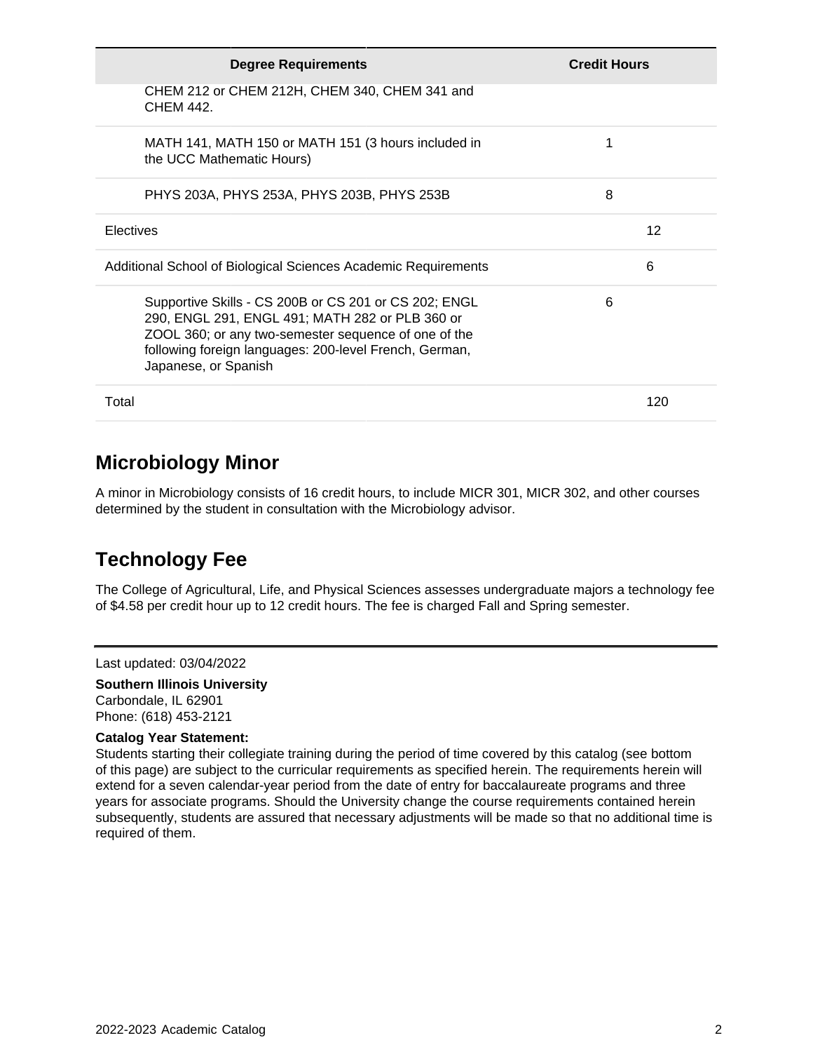| Degree Requirements | Credit Hours | |
|---|---|---|
| CHEM 212 or CHEM 212H, CHEM 340, CHEM 341 and CHEM 442. | | |
| MATH 141, MATH 150 or MATH 151 (3 hours included in the UCC Mathematic Hours) | 1 | |
| PHYS 203A, PHYS 253A, PHYS 203B, PHYS 253B | 8 | |
| Electives | | 12 |
| Additional School of Biological Sciences Academic Requirements | | 6 |
| Supportive Skills - CS 200B or CS 201 or CS 202; ENGL 290, ENGL 291, ENGL 491; MATH 282 or PLB 360 or ZOOL 360; or any two-semester sequence of one of the following foreign languages: 200-level French, German, Japanese, or Spanish | 6 | |
| Total | | 120 |

## Microbiology Minor

A minor in Microbiology consists of 16 credit hours, to include MICR 301, MICR 302, and other courses determined by the student in consultation with the Microbiology advisor.

## Technology Fee

The College of Agricultural, Life, and Physical Sciences assesses undergraduate majors a technology fee of $4.58 per credit hour up to 12 credit hours. The fee is charged Fall and Spring semester.

---

Last updated: 03/04/2022

**Southern Illinois University**
Carbondale, IL 62901
Phone: (618) 453-2121

**Catalog Year Statement:**
Students starting their collegiate training during the period of time covered by this catalog (see bottom of this page) are subject to the curricular requirements as specified herein. The requirements herein will extend for a seven calendar-year period from the date of entry for baccalaureate programs and three years for associate programs. Should the University change the course requirements contained herein subsequently, students are assured that necessary adjustments will be made so that no additional time is required of them.

2022-2023 Academic Catalog